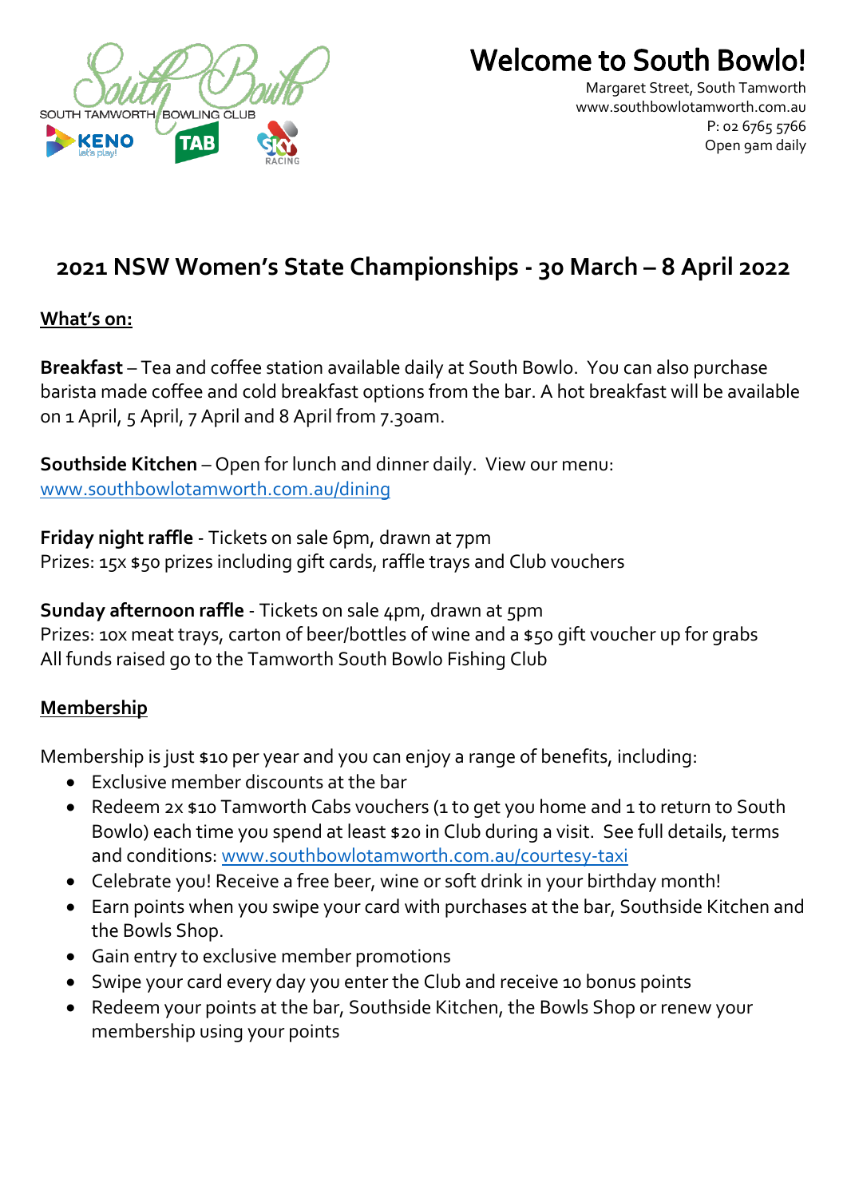SOUTH TAMWORTH BOWLING CLUB

# Welcome to South Bowlo!

Margaret Street, South Tamworth
www.southbowlotamworth.com.au
P: 02 6765 5766
Open 9am daily

## 2021 NSW Women's State Championships - 30 March – 8 April 2022

**What's on:**

**Breakfast** – Tea and coffee station available daily at South Bowlo. You can also purchase barista made coffee and cold breakfast options from the bar. A hot breakfast will be available on 1 April, 5 April, 7 April and 8 April from 7.30am.

**Southside Kitchen** – Open for lunch and dinner daily. View our menu: [www.southbowlotamworth.com.au/dining](www.southbowlotamworth.com.au/dining)

**Friday night raffle** - Tickets on sale 6pm, drawn at 7pm
Prizes: 15x $50 prizes including gift cards, raffle trays and Club vouchers

**Sunday afternoon raffle** - Tickets on sale 4pm, drawn at 5pm
Prizes: 10x meat trays, carton of beer/bottles of wine and a $50 gift voucher up for grabs
All funds raised go to the Tamworth South Bowlo Fishing Club

**Membership**

Membership is just $10 per year and you can enjoy a range of benefits, including:

- Exclusive member discounts at the bar
- Redeem 2x $10 Tamworth Cabs vouchers (1 to get you home and 1 to return to South Bowlo) each time you spend at least $20 in Club during a visit. See full details, terms and conditions: [www.southbowlotamworth.com.au/courtesy-taxi](www.southbowlotamworth.com.au/courtesy-taxi)
- Celebrate you! Receive a free beer, wine or soft drink in your birthday month!
- Earn points when you swipe your card with purchases at the bar, Southside Kitchen and the Bowls Shop.
- Gain entry to exclusive member promotions
- Swipe your card every day you enter the Club and receive 10 bonus points
- Redeem your points at the bar, Southside Kitchen, the Bowls Shop or renew your membership using your points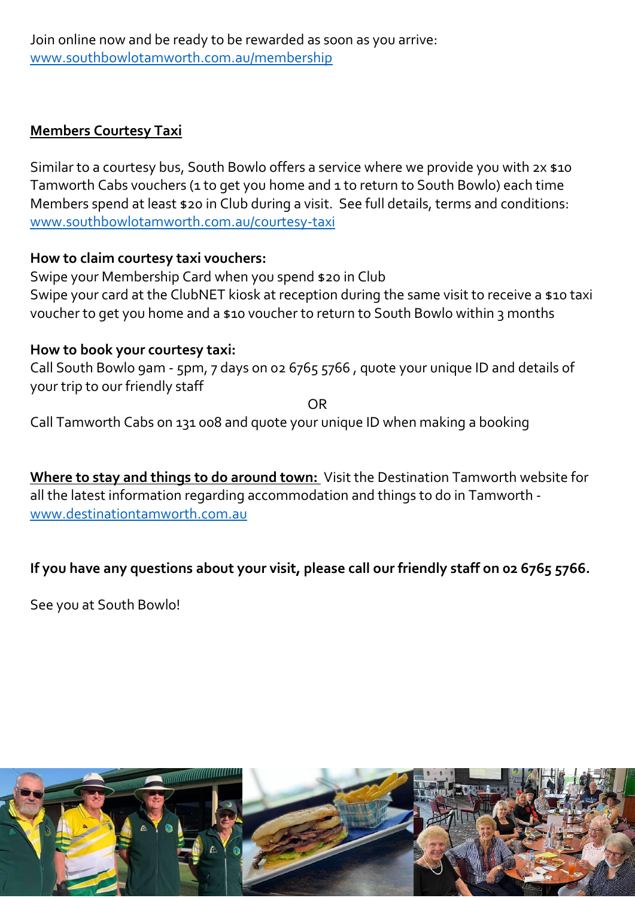Join online now and be ready to be rewarded as soon as you arrive:
[www.southbowlotamworth.com.au/membership](www.southbowlotamworth.com.au/membership)

**Members Courtesy Taxi**

Similar to a courtesy bus, South Bowlo offers a service where we provide you with 2x $10 Tamworth Cabs vouchers (1 to get you home and 1 to return to South Bowlo) each time Members spend at least $20 in Club during a visit. See full details, terms and conditions:
[www.southbowlotamworth.com.au/courtesy-taxi](www.southbowlotamworth.com.au/courtesy-taxi)

**How to claim courtesy taxi vouchers:**
Swipe your Membership Card when you spend $20 in Club
Swipe your card at the ClubNET kiosk at reception during the same visit to receive a $10 taxi voucher to get you home and a $10 voucher to return to South Bowlo within 3 months

**How to book your courtesy taxi:**
Call South Bowlo 9am - 5pm, 7 days on 02 6765 5766 , quote your unique ID and details of your trip to our friendly staff

OR

Call Tamworth Cabs on 131 008 and quote your unique ID when making a booking

**Where to stay and things to do around town:** Visit the Destination Tamworth website for all the latest information regarding accommodation and things to do in Tamworth - [www.destinationtamworth.com.au](www.destinationtamworth.com.au)

**If you have any questions about your visit, please call our friendly staff on 02 6765 5766.**

See you at South Bowlo!